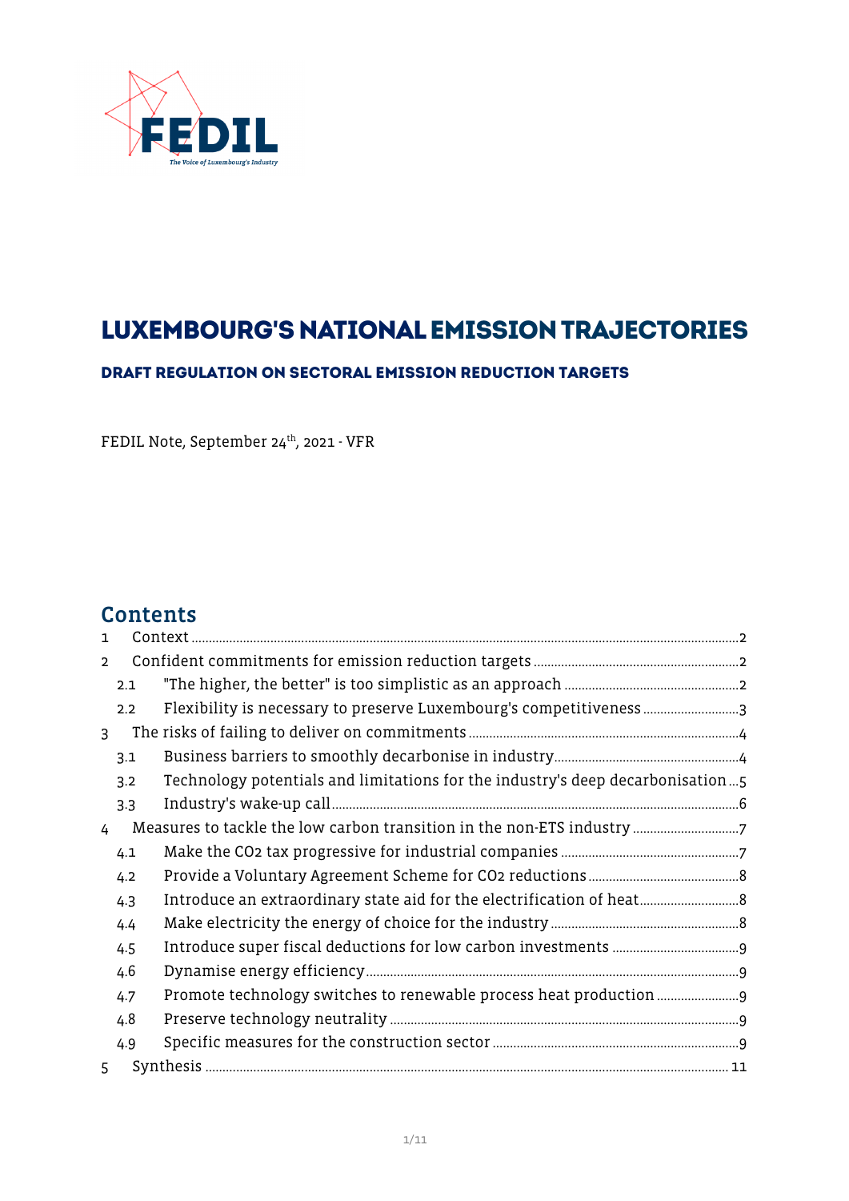FEDIL

*The Voice of Luxembourg's Industry*

# LUXEMBOURG'S NATIONAL EMISSION TRAJECTORIES

### DRAFT REGULATION ON SECTORAL EMISSION REDUCTION TARGETS

FEDIL Note, September 24th, 2021 - VFR

## Contents

1 Context ... 2

2 Confident commitments for emission reduction targets ... 2

- 2.1 "The higher, the better" is too simplistic as an approach ... 2
- 2.2 Flexibility is necessary to preserve Luxembourg's competitiveness ... 3

3 The risks of failing to deliver on commitments ... 4

- 3.1 Business barriers to smoothly decarbonise in industry ... 4
- 3.2 Technology potentials and limitations for the industry's deep decarbonisation ... 5
- 3.3 Industry's wake-up call ... 6

4 Measures to tackle the low carbon transition in the non-ETS industry ... 7

- 4.1 Make the $CO_2$ tax progressive for industrial companies ... 7
- 4.2 Provide a Voluntary Agreement Scheme for $CO_2$ reductions ... 8
- 4.3 Introduce an extraordinary state aid for the electrification of heat ... 8
- 4.4 Make electricity the energy of choice for the industry ... 8
- 4.5 Introduce super fiscal deductions for low carbon investments ... 9
- 4.6 Dynamise energy efficiency ... 9
- 4.7 Promote technology switches to renewable process heat production ... 9
- 4.8 Preserve technology neutrality ... 9
- 4.9 Specific measures for the construction sector ... 9

5 Synthesis ... 11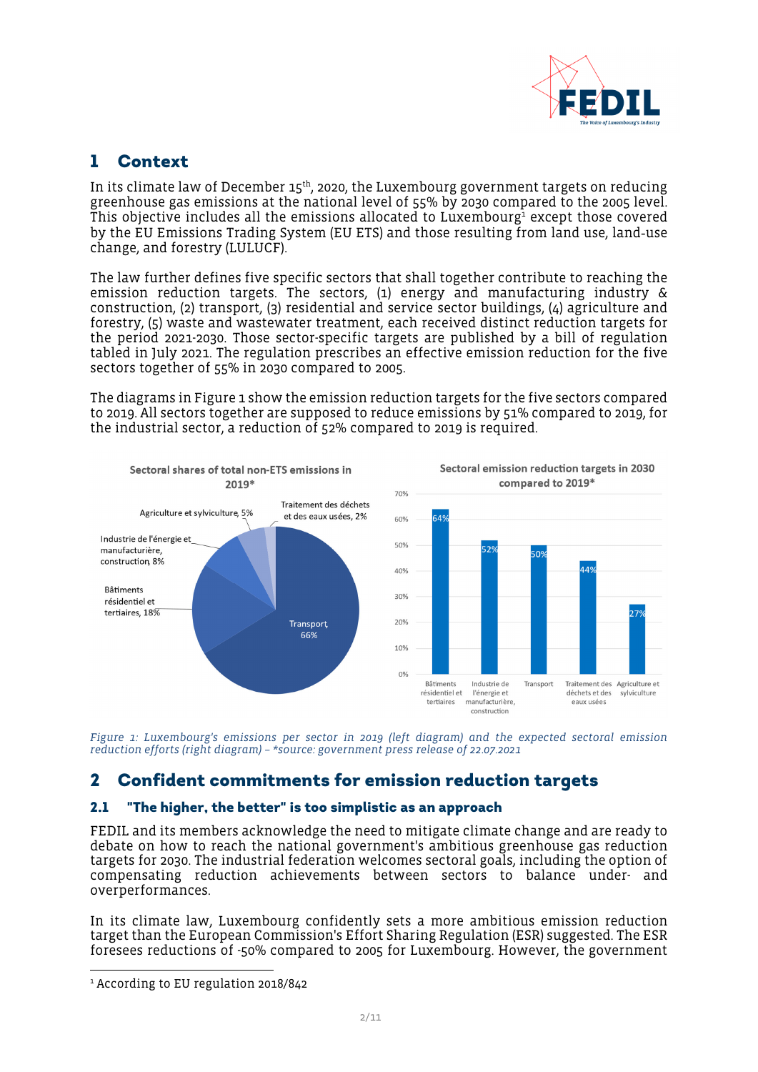# 1 Context

In its climate law of December 15th, 2020, the Luxembourg government targets on reducing greenhouse gas emissions at the national level of 55% by 2030 compared to the 2005 level. This objective includes all the emissions allocated to Luxembourg[1] except those covered by the EU Emissions Trading System (EU ETS) and those resulting from land use, land-use change, and forestry (LULUCF).

The law further defines five specific sectors that shall together contribute to reaching the emission reduction targets. The sectors, (1) energy and manufacturing industry & construction, (2) transport, (3) residential and service sector buildings, (4) agriculture and forestry, (5) waste and wastewater treatment, each received distinct reduction targets for the period 2021-2030. Those sector-specific targets are published by a bill of regulation tabled in July 2021. The regulation prescribes an effective emission reduction for the five sectors together of 55% in 2030 compared to 2005.

The diagrams in Figure 1 show the emission reduction targets for the five sectors compared to 2019. All sectors together are supposed to reduce emissions by 51% compared to 2019, for the industrial sector, a reduction of 52% compared to 2019 is required.

**Sectoral shares of total non-ETS emissions in 2019***

| Sector | Share |
|---|---|
| Transport | 66% |
| Bâtiments résidentiel et tertiaires | 18% |
| Industrie de l'énergie et manufacturière, construction | 8% |
| Agriculture et sylviculture | 5% |
| Traitement des déchets et des eaux usées | 2% |

**Sectoral emission reduction targets in 2030 compared to 2019***

| Sector | Target |
|---|---|
| Bâtiments résidentiel et tertiaires | 64% |
| Industrie de l'énergie et manufacturière, construction | 52% |
| Transport | 50% |
| Traitement des déchets et des eaux usées | 44% |
| Agriculture et sylviculture | 27% |

*Figure 1: Luxembourg's emissions per sector in 2019 (left diagram) and the expected sectoral emission reduction efforts (right diagram) – *source: government press release of 22.07.2021*

# 2 Confident commitments for emission reduction targets

## 2.1 "The higher, the better" is too simplistic as an approach

FEDIL and its members acknowledge the need to mitigate climate change and are ready to debate on how to reach the national government's ambitious greenhouse gas reduction targets for 2030. The industrial federation welcomes sectoral goals, including the option of compensating reduction achievements between sectors to balance under- and overperformances.

In its climate law, Luxembourg confidently sets a more ambitious emission reduction target than the European Commission's Effort Sharing Regulation (ESR) suggested. The ESR foresees reductions of -50% compared to 2005 for Luxembourg. However, the government

[1] According to EU regulation 2018/842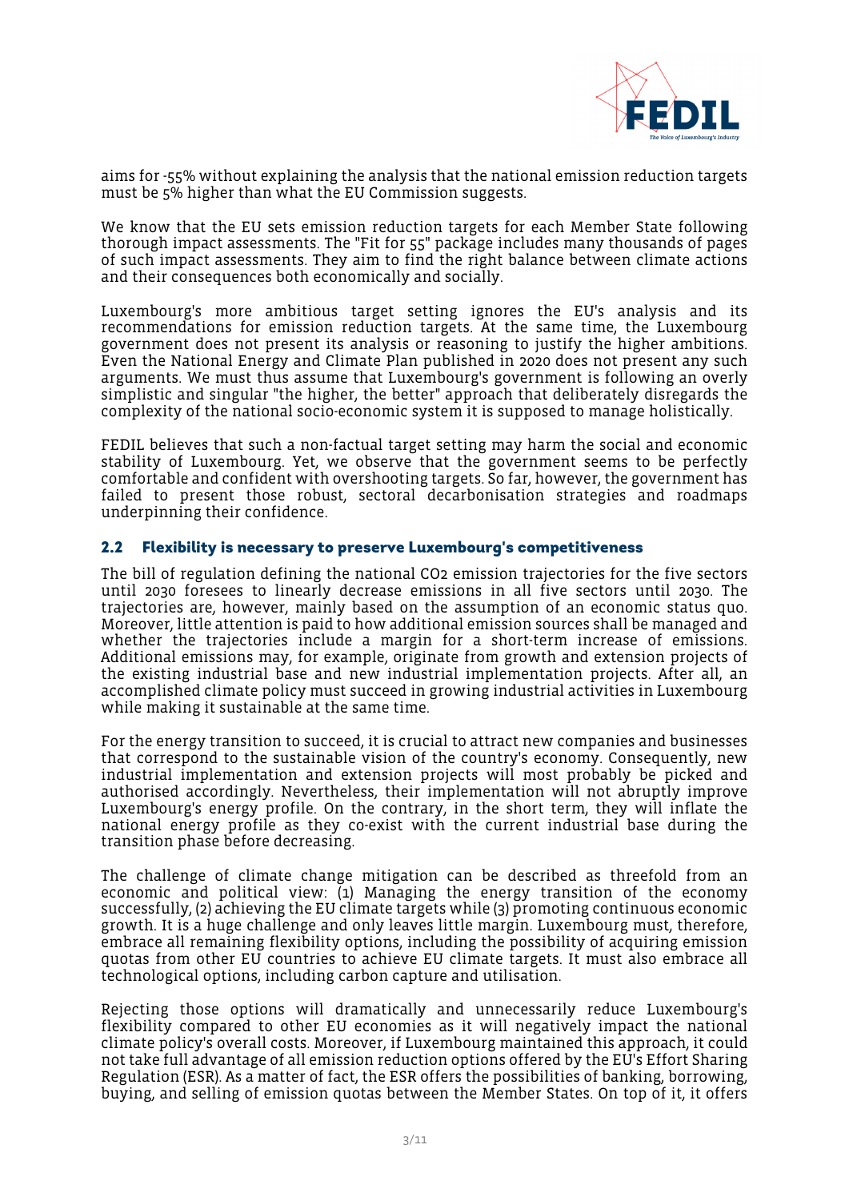aims for -55% without explaining the analysis that the national emission reduction targets must be 5% higher than what the EU Commission suggests.

We know that the EU sets emission reduction targets for each Member State following thorough impact assessments. The "Fit for 55" package includes many thousands of pages of such impact assessments. They aim to find the right balance between climate actions and their consequences both economically and socially.

Luxembourg's more ambitious target setting ignores the EU's analysis and its recommendations for emission reduction targets. At the same time, the Luxembourg government does not present its analysis or reasoning to justify the higher ambitions. Even the National Energy and Climate Plan published in 2020 does not present any such arguments. We must thus assume that Luxembourg's government is following an overly simplistic and singular "the higher, the better" approach that deliberately disregards the complexity of the national socio-economic system it is supposed to manage holistically.

FEDIL believes that such a non-factual target setting may harm the social and economic stability of Luxembourg. Yet, we observe that the government seems to be perfectly comfortable and confident with overshooting targets. So far, however, the government has failed to present those robust, sectoral decarbonisation strategies and roadmaps underpinning their confidence.

### 2.2 Flexibility is necessary to preserve Luxembourg's competitiveness

The bill of regulation defining the national $CO_2$ emission trajectories for the five sectors until 2030 foresees to linearly decrease emissions in all five sectors until 2030. The trajectories are, however, mainly based on the assumption of an economic status quo. Moreover, little attention is paid to how additional emission sources shall be managed and whether the trajectories include a margin for a short-term increase of emissions. Additional emissions may, for example, originate from growth and extension projects of the existing industrial base and new industrial implementation projects. After all, an accomplished climate policy must succeed in growing industrial activities in Luxembourg while making it sustainable at the same time.

For the energy transition to succeed, it is crucial to attract new companies and businesses that correspond to the sustainable vision of the country's economy. Consequently, new industrial implementation and extension projects will most probably be picked and authorised accordingly. Nevertheless, their implementation will not abruptly improve Luxembourg's energy profile. On the contrary, in the short term, they will inflate the national energy profile as they co-exist with the current industrial base during the transition phase before decreasing.

The challenge of climate change mitigation can be described as threefold from an economic and political view: (1) Managing the energy transition of the economy successfully, (2) achieving the EU climate targets while (3) promoting continuous economic growth. It is a huge challenge and only leaves little margin. Luxembourg must, therefore, embrace all remaining flexibility options, including the possibility of acquiring emission quotas from other EU countries to achieve EU climate targets. It must also embrace all technological options, including carbon capture and utilisation.

Rejecting those options will dramatically and unnecessarily reduce Luxembourg's flexibility compared to other EU economies as it will negatively impact the national climate policy's overall costs. Moreover, if Luxembourg maintained this approach, it could not take full advantage of all emission reduction options offered by the EU's Effort Sharing Regulation (ESR). As a matter of fact, the ESR offers the possibilities of banking, borrowing, buying, and selling of emission quotas between the Member States. On top of it, it offers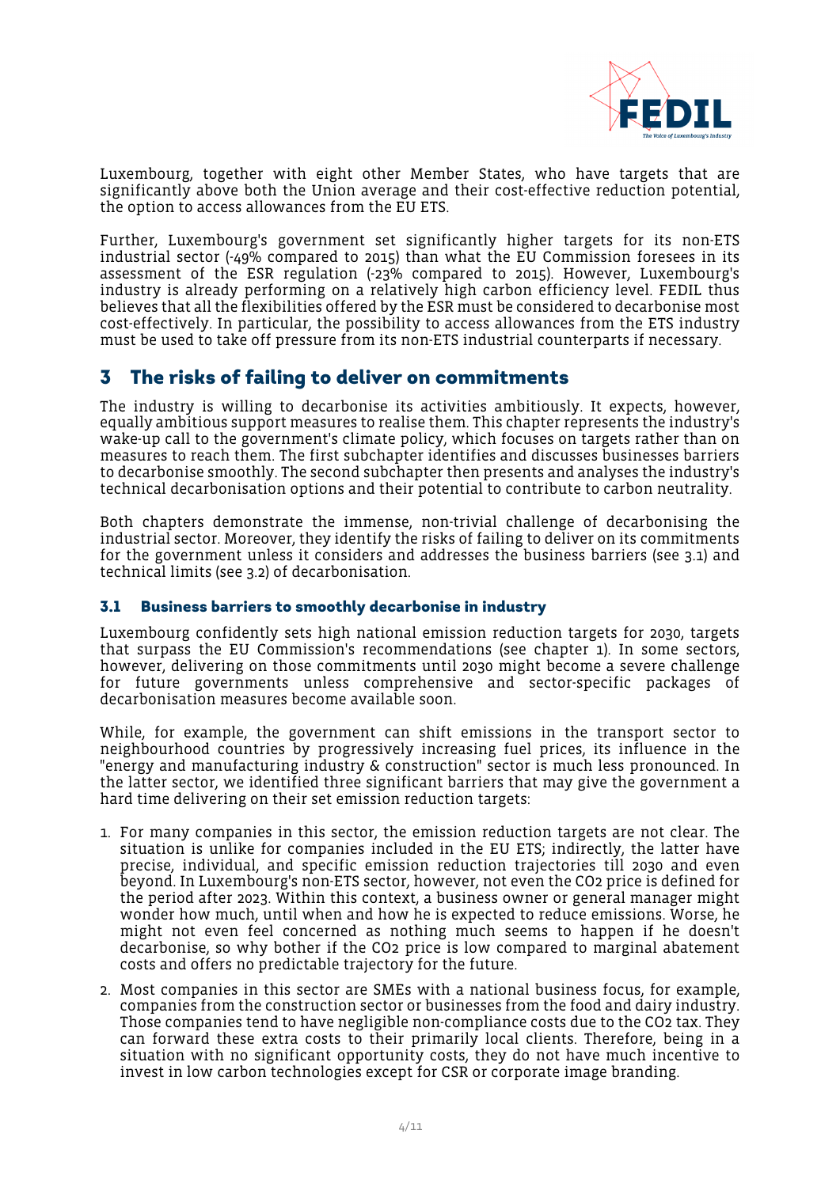Luxembourg, together with eight other Member States, who have targets that are significantly above both the Union average and their cost-effective reduction potential, the option to access allowances from the EU ETS.

Further, Luxembourg's government set significantly higher targets for its non-ETS industrial sector (-49% compared to 2015) than what the EU Commission foresees in its assessment of the ESR regulation (-23% compared to 2015). However, Luxembourg's industry is already performing on a relatively high carbon efficiency level. FEDIL thus believes that all the flexibilities offered by the ESR must be considered to decarbonise most cost-effectively. In particular, the possibility to access allowances from the ETS industry must be used to take off pressure from its non-ETS industrial counterparts if necessary.

## 3 The risks of failing to deliver on commitments

The industry is willing to decarbonise its activities ambitiously. It expects, however, equally ambitious support measures to realise them. This chapter represents the industry's wake-up call to the government's climate policy, which focuses on targets rather than on measures to reach them. The first subchapter identifies and discusses businesses barriers to decarbonise smoothly. The second subchapter then presents and analyses the industry's technical decarbonisation options and their potential to contribute to carbon neutrality.

Both chapters demonstrate the immense, non-trivial challenge of decarbonising the industrial sector. Moreover, they identify the risks of failing to deliver on its commitments for the government unless it considers and addresses the business barriers (see 3.1) and technical limits (see 3.2) of decarbonisation.

### 3.1 Business barriers to smoothly decarbonise in industry

Luxembourg confidently sets high national emission reduction targets for 2030, targets that surpass the EU Commission's recommendations (see chapter 1). In some sectors, however, delivering on those commitments until 2030 might become a severe challenge for future governments unless comprehensive and sector-specific packages of decarbonisation measures become available soon.

While, for example, the government can shift emissions in the transport sector to neighbourhood countries by progressively increasing fuel prices, its influence in the "energy and manufacturing industry & construction" sector is much less pronounced. In the latter sector, we identified three significant barriers that may give the government a hard time delivering on their set emission reduction targets:

1. For many companies in this sector, the emission reduction targets are not clear. The situation is unlike for companies included in the EU ETS; indirectly, the latter have precise, individual, and specific emission reduction trajectories till 2030 and even beyond. In Luxembourg's non-ETS sector, however, not even the $CO_2$ price is defined for the period after 2023. Within this context, a business owner or general manager might wonder how much, until when and how he is expected to reduce emissions. Worse, he might not even feel concerned as nothing much seems to happen if he doesn't decarbonise, so why bother if the $CO_2$ price is low compared to marginal abatement costs and offers no predictable trajectory for the future.
2. Most companies in this sector are SMEs with a national business focus, for example, companies from the construction sector or businesses from the food and dairy industry. Those companies tend to have negligible non-compliance costs due to the $CO_2$ tax. They can forward these extra costs to their primarily local clients. Therefore, being in a situation with no significant opportunity costs, they do not have much incentive to invest in low carbon technologies except for CSR or corporate image branding.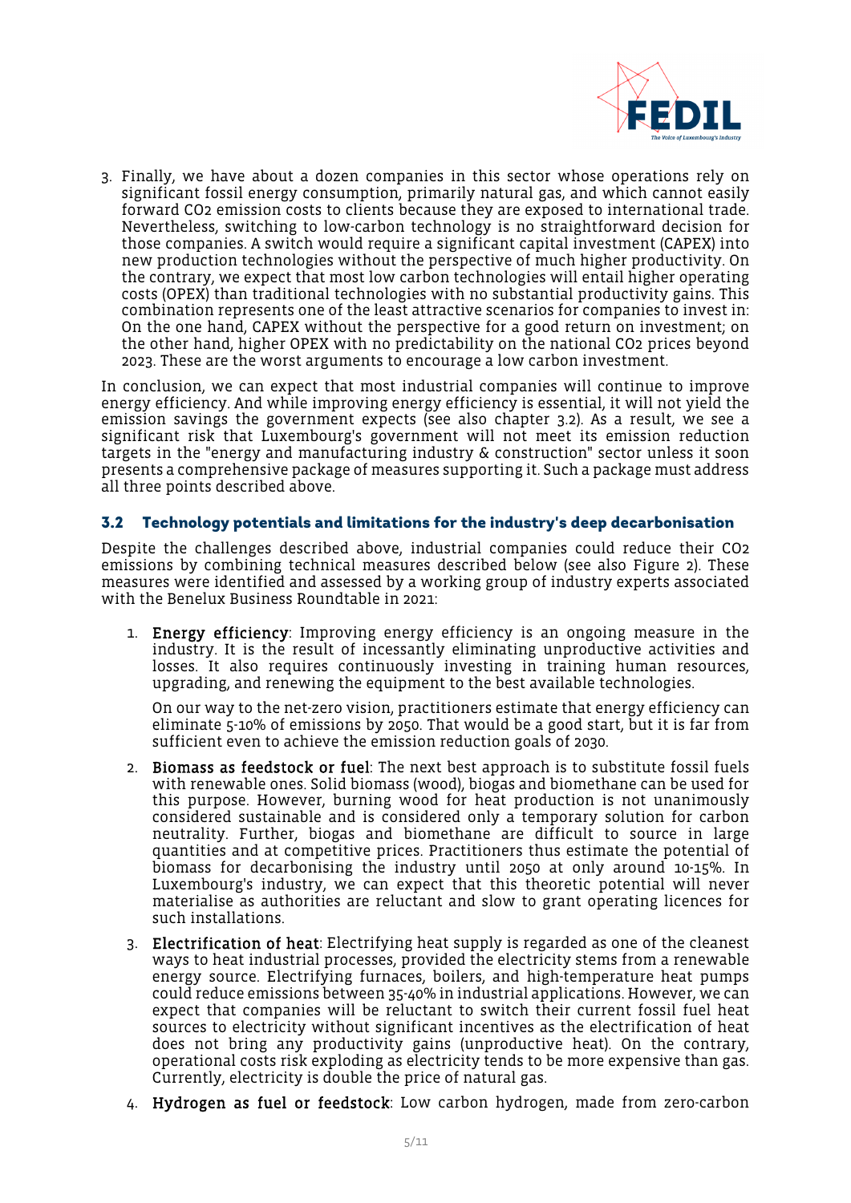3. Finally, we have about a dozen companies in this sector whose operations rely on significant fossil energy consumption, primarily natural gas, and which cannot easily forward $CO_2$ emission costs to clients because they are exposed to international trade. Nevertheless, switching to low-carbon technology is no straightforward decision for those companies. A switch would require a significant capital investment (CAPEX) into new production technologies without the perspective of much higher productivity. On the contrary, we expect that most low carbon technologies will entail higher operating costs (OPEX) than traditional technologies with no substantial productivity gains. This combination represents one of the least attractive scenarios for companies to invest in: On the one hand, CAPEX without the perspective for a good return on investment; on the other hand, higher OPEX with no predictability on the national $CO_2$ prices beyond 2023. These are the worst arguments to encourage a low carbon investment.

In conclusion, we can expect that most industrial companies will continue to improve energy efficiency. And while improving energy efficiency is essential, it will not yield the emission savings the government expects (see also chapter 3.2). As a result, we see a significant risk that Luxembourg's government will not meet its emission reduction targets in the "energy and manufacturing industry & construction" sector unless it soon presents a comprehensive package of measures supporting it. Such a package must address all three points described above.

### 3.2 Technology potentials and limitations for the industry's deep decarbonisation

Despite the challenges described above, industrial companies could reduce their $CO_2$ emissions by combining technical measures described below (see also Figure 2). These measures were identified and assessed by a working group of industry experts associated with the Benelux Business Roundtable in 2021:

1. **Energy efficiency**: Improving energy efficiency is an ongoing measure in the industry. It is the result of incessantly eliminating unproductive activities and losses. It also requires continuously investing in training human resources, upgrading, and renewing the equipment to the best available technologies.

   On our way to the net-zero vision, practitioners estimate that energy efficiency can eliminate 5-10% of emissions by 2050. That would be a good start, but it is far from sufficient even to achieve the emission reduction goals of 2030.

2. **Biomass as feedstock or fuel**: The next best approach is to substitute fossil fuels with renewable ones. Solid biomass (wood), biogas and biomethane can be used for this purpose. However, burning wood for heat production is not unanimously considered sustainable and is considered only a temporary solution for carbon neutrality. Further, biogas and biomethane are difficult to source in large quantities and at competitive prices. Practitioners thus estimate the potential of biomass for decarbonising the industry until 2050 at only around 10-15%. In Luxembourg's industry, we can expect that this theoretic potential will never materialise as authorities are reluctant and slow to grant operating licences for such installations.

3. **Electrification of heat**: Electrifying heat supply is regarded as one of the cleanest ways to heat industrial processes, provided the electricity stems from a renewable energy source. Electrifying furnaces, boilers, and high-temperature heat pumps could reduce emissions between 35-40% in industrial applications. However, we can expect that companies will be reluctant to switch their current fossil fuel heat sources to electricity without significant incentives as the electrification of heat does not bring any productivity gains (unproductive heat). On the contrary, operational costs risk exploding as electricity tends to be more expensive than gas. Currently, electricity is double the price of natural gas.

4. **Hydrogen as fuel or feedstock**: Low carbon hydrogen, made from zero-carbon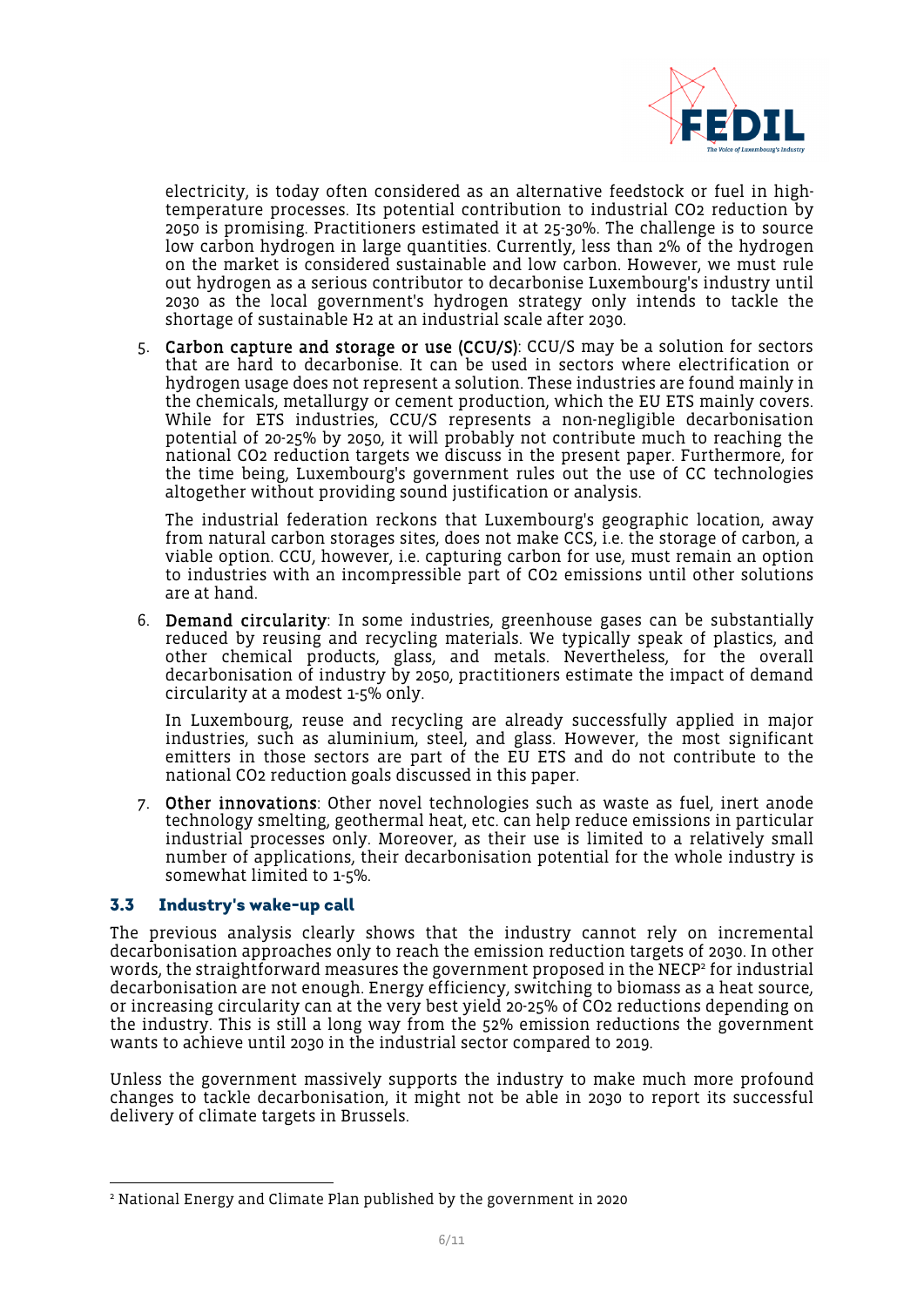electricity, is today often considered as an alternative feedstock or fuel in high-temperature processes. Its potential contribution to industrial $CO_2$ reduction by 2050 is promising. Practitioners estimated it at 25-30%. The challenge is to source low carbon hydrogen in large quantities. Currently, less than 2% of the hydrogen on the market is considered sustainable and low carbon. However, we must rule out hydrogen as a serious contributor to decarbonise Luxembourg's industry until 2030 as the local government's hydrogen strategy only intends to tackle the shortage of sustainable $H_2$ at an industrial scale after 2030.

5. **Carbon capture and storage or use (CCU/S)**: CCU/S may be a solution for sectors that are hard to decarbonise. It can be used in sectors where electrification or hydrogen usage does not represent a solution. These industries are found mainly in the chemicals, metallurgy or cement production, which the EU ETS mainly covers. While for ETS industries, CCU/S represents a non-negligible decarbonisation potential of 20-25% by 2050, it will probably not contribute much to reaching the national $CO_2$ reduction targets we discuss in the present paper. Furthermore, for the time being, Luxembourg's government rules out the use of CC technologies altogether without providing sound justification or analysis.

   The industrial federation reckons that Luxembourg's geographic location, away from natural carbon storages sites, does not make CCS, i.e. the storage of carbon, a viable option. CCU, however, i.e. capturing carbon for use, must remain an option to industries with an incompressible part of $CO_2$ emissions until other solutions are at hand.

6. **Demand circularity**: In some industries, greenhouse gases can be substantially reduced by reusing and recycling materials. We typically speak of plastics, and other chemical products, glass, and metals. Nevertheless, for the overall decarbonisation of industry by 2050, practitioners estimate the impact of demand circularity at a modest 1-5% only.

   In Luxembourg, reuse and recycling are already successfully applied in major industries, such as aluminium, steel, and glass. However, the most significant emitters in those sectors are part of the EU ETS and do not contribute to the national $CO_2$ reduction goals discussed in this paper.

7. **Other innovations**: Other novel technologies such as waste as fuel, inert anode technology smelting, geothermal heat, etc. can help reduce emissions in particular industrial processes only. Moreover, as their use is limited to a relatively small number of applications, their decarbonisation potential for the whole industry is somewhat limited to 1-5%.

### 3.3 Industry's wake-up call

The previous analysis clearly shows that the industry cannot rely on incremental decarbonisation approaches only to reach the emission reduction targets of 2030. In other words, the straightforward measures the government proposed in the NECP[2] for industrial decarbonisation are not enough. Energy efficiency, switching to biomass as a heat source, or increasing circularity can at the very best yield 20-25% of $CO_2$ reductions depending on the industry. This is still a long way from the 52% emission reductions the government wants to achieve until 2030 in the industrial sector compared to 2019.

Unless the government massively supports the industry to make much more profound changes to tackle decarbonisation, it might not be able in 2030 to report its successful delivery of climate targets in Brussels.

---

[2] National Energy and Climate Plan published by the government in 2020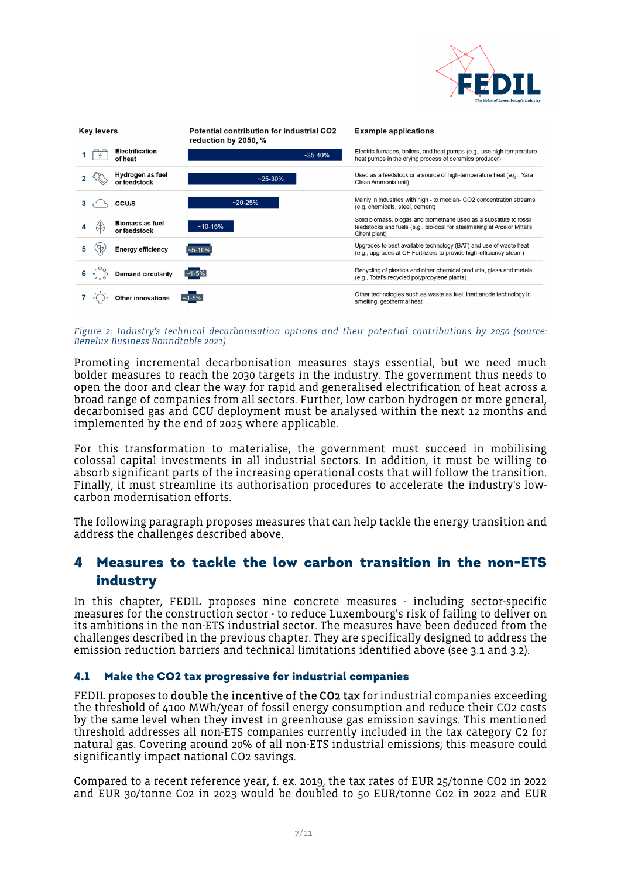| | Key levers | Potential contribution for industrial CO2 reduction by 2050, % | Example applications |
|---|---|---|---|
| 1 | Electrification of heat | ~35-40% | Electric furnaces, boilers, and heat pumps (e.g., use high-temperature heat pumps in the drying process of ceramics producer) |
| 2 | Hydrogen as fuel or feedstock | ~25-30% | Used as a feedstock or a source of high-temperature heat (e.g., Yara Clean Ammonia unit) |
| 3 | CCU/S | ~20-25% | Mainly in industries with high - to median- CO2 concentration streams (e.g. chemicals, steel, cement) |
| 4 | Biomass as fuel or feedstock | ~10-15% | Solid biomass, biogas and biomethane used as a substitute to fossil feedstocks and fuels (e.g., bio-coal for steelmaking at Arcelor Mittal's Ghent plant) |
| 5 | Energy efficiency | ~5-10% | Upgrades to best available technology (BAT) and use of waste heat (e.g., upgrades at CF Fertilizers to provide high-efficiency steam) |
| 6 | Demand circularity | ~1-5% | Recycling of plastics and other chemical products, glass and metals (e.g., Total's recycled polypropylene plants) |
| 7 | Other innovations | ~1-5% | Other technologies such as waste as fuel, inert anode technology in smelting, geothermal heat |

*Figure 2: Industry's technical decarbonisation options and their potential contributions by 2050 (source: Benelux Business Roundtable 2021)*

Promoting incremental decarbonisation measures stays essential, but we need much bolder measures to reach the 2030 targets in the industry. The government thus needs to open the door and clear the way for rapid and generalised electrification of heat across a broad range of companies from all sectors. Further, low carbon hydrogen or more general, decarbonised gas and CCU deployment must be analysed within the next 12 months and implemented by the end of 2025 where applicable.

For this transformation to materialise, the government must succeed in mobilising colossal capital investments in all industrial sectors. In addition, it must be willing to absorb significant parts of the increasing operational costs that will follow the transition. Finally, it must streamline its authorisation procedures to accelerate the industry's low-carbon modernisation efforts.

The following paragraph proposes measures that can help tackle the energy transition and address the challenges described above.

# 4 Measures to tackle the low carbon transition in the non-ETS industry

In this chapter, FEDIL proposes nine concrete measures - including sector-specific measures for the construction sector - to reduce Luxembourg's risk of failing to deliver on its ambitions in the non-ETS industrial sector. The measures have been deduced from the challenges described in the previous chapter. They are specifically designed to address the emission reduction barriers and technical limitations identified above (see 3.1 and 3.2).

## 4.1 Make the CO2 tax progressive for industrial companies

FEDIL proposes to **double the incentive of the CO2 tax** for industrial companies exceeding the threshold of 4100 MWh/year of fossil energy consumption and reduce their CO2 costs by the same level when they invest in greenhouse gas emission savings. This mentioned threshold addresses all non-ETS companies currently included in the tax category C2 for natural gas. Covering around 20% of all non-ETS industrial emissions; this measure could significantly impact national CO2 savings.

Compared to a recent reference year, f. ex. 2019, the tax rates of EUR 25/tonne CO2 in 2022 and EUR 30/tonne Co2 in 2023 would be doubled to 50 EUR/tonne Co2 in 2022 and EUR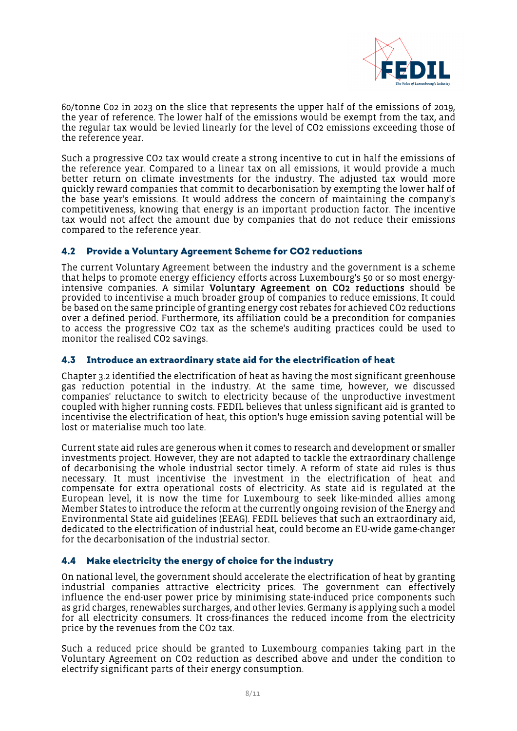60/tonne $CO_2$ in 2023 on the slice that represents the upper half of the emissions of 2019, the year of reference. The lower half of the emissions would be exempt from the tax, and the regular tax would be levied linearly for the level of $CO_2$ emissions exceeding those of the reference year.

Such a progressive $CO_2$ tax would create a strong incentive to cut in half the emissions of the reference year. Compared to a linear tax on all emissions, it would provide a much better return on climate investments for the industry. The adjusted tax would more quickly reward companies that commit to decarbonisation by exempting the lower half of the base year's emissions. It would address the concern of maintaining the company's competitiveness, knowing that energy is an important production factor. The incentive tax would not affect the amount due by companies that do not reduce their emissions compared to the reference year.

### 4.2 Provide a Voluntary Agreement Scheme for CO2 reductions

The current Voluntary Agreement between the industry and the government is a scheme that helps to promote energy efficiency efforts across Luxembourg's 50 or so most energy-intensive companies. A similar **Voluntary Agreement on $CO_2$ reductions** should be provided to incentivise a much broader group of companies to reduce emissions. It could be based on the same principle of granting energy cost rebates for achieved $CO_2$ reductions over a defined period. Furthermore, its affiliation could be a precondition for companies to access the progressive $CO_2$ tax as the scheme's auditing practices could be used to monitor the realised $CO_2$ savings.

### 4.3 Introduce an extraordinary state aid for the electrification of heat

Chapter 3.2 identified the electrification of heat as having the most significant greenhouse gas reduction potential in the industry. At the same time, however, we discussed companies' reluctance to switch to electricity because of the unproductive investment coupled with higher running costs. FEDIL believes that unless significant aid is granted to incentivise the electrification of heat, this option's huge emission saving potential will be lost or materialise much too late.

Current state aid rules are generous when it comes to research and development or smaller investments project. However, they are not adapted to tackle the extraordinary challenge of decarbonising the whole industrial sector timely. A reform of state aid rules is thus necessary. It must incentivise the investment in the electrification of heat and compensate for extra operational costs of electricity. As state aid is regulated at the European level, it is now the time for Luxembourg to seek like-minded allies among Member States to introduce the reform at the currently ongoing revision of the Energy and Environmental State aid guidelines (EEAG). FEDIL believes that such an extraordinary aid, dedicated to the electrification of industrial heat, could become an EU-wide game-changer for the decarbonisation of the industrial sector.

### 4.4 Make electricity the energy of choice for the industry

On national level, the government should accelerate the electrification of heat by granting industrial companies attractive electricity prices. The government can effectively influence the end-user power price by minimising state-induced price components such as grid charges, renewables surcharges, and other levies. Germany is applying such a model for all electricity consumers. It cross-finances the reduced income from the electricity price by the revenues from the $CO_2$ tax.

Such a reduced price should be granted to Luxembourg companies taking part in the Voluntary Agreement on $CO_2$ reduction as described above and under the condition to electrify significant parts of their energy consumption.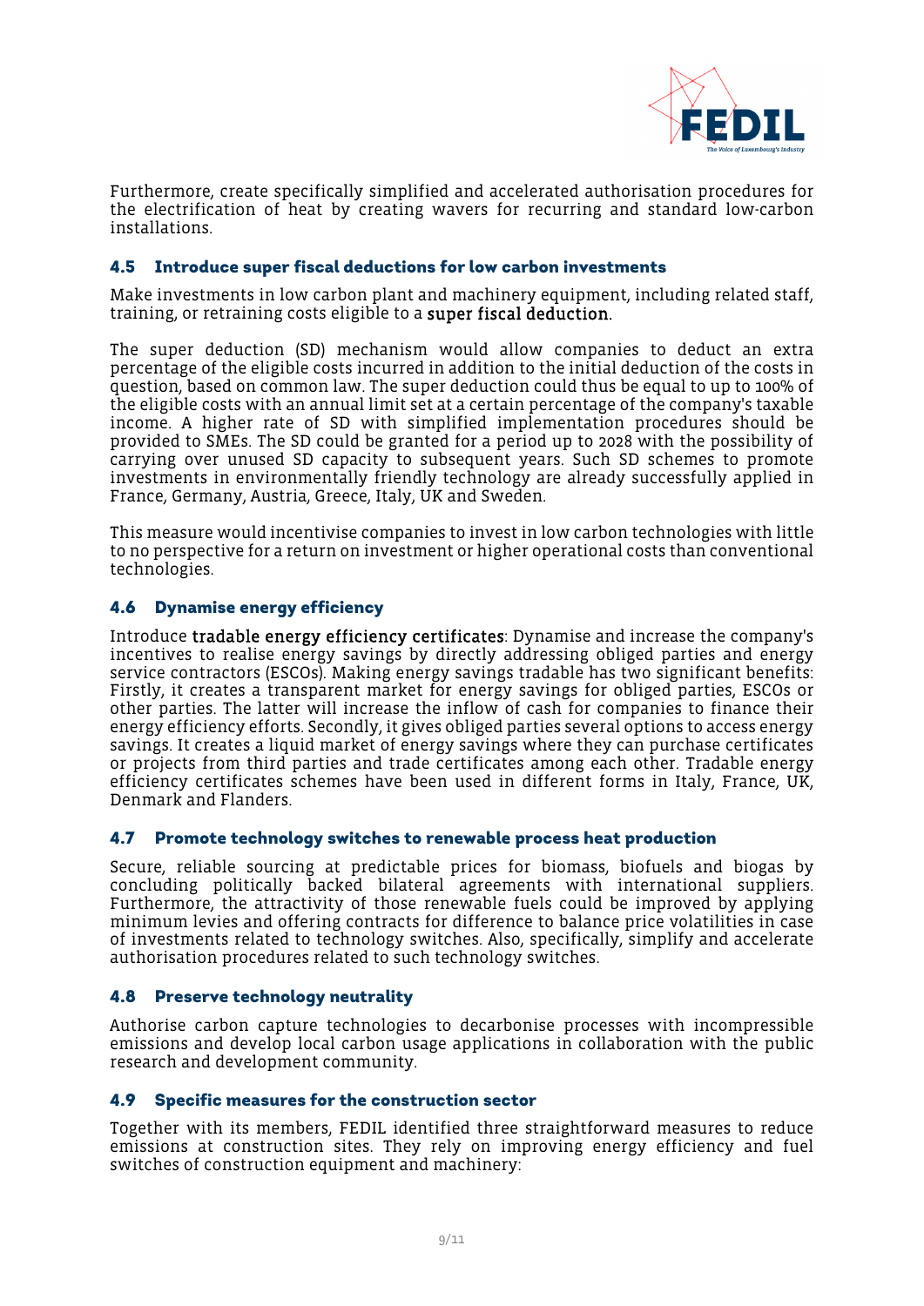Furthermore, create specifically simplified and accelerated authorisation procedures for the electrification of heat by creating wavers for recurring and standard low-carbon installations.

### 4.5 Introduce super fiscal deductions for low carbon investments

Make investments in low carbon plant and machinery equipment, including related staff, training, or retraining costs eligible to a **super fiscal deduction.**

The super deduction (SD) mechanism would allow companies to deduct an extra percentage of the eligible costs incurred in addition to the initial deduction of the costs in question, based on common law. The super deduction could thus be equal to up to 100% of the eligible costs with an annual limit set at a certain percentage of the company's taxable income. A higher rate of SD with simplified implementation procedures should be provided to SMEs. The SD could be granted for a period up to 2028 with the possibility of carrying over unused SD capacity to subsequent years. Such SD schemes to promote investments in environmentally friendly technology are already successfully applied in France, Germany, Austria, Greece, Italy, UK and Sweden.

This measure would incentivise companies to invest in low carbon technologies with little to no perspective for a return on investment or higher operational costs than conventional technologies.

### 4.6 Dynamise energy efficiency

Introduce **tradable energy efficiency certificates**: Dynamise and increase the company's incentives to realise energy savings by directly addressing obliged parties and energy service contractors (ESCOs). Making energy savings tradable has two significant benefits: Firstly, it creates a transparent market for energy savings for obliged parties, ESCOs or other parties. The latter will increase the inflow of cash for companies to finance their energy efficiency efforts. Secondly, it gives obliged parties several options to access energy savings. It creates a liquid market of energy savings where they can purchase certificates or projects from third parties and trade certificates among each other. Tradable energy efficiency certificates schemes have been used in different forms in Italy, France, UK, Denmark and Flanders.

### 4.7 Promote technology switches to renewable process heat production

Secure, reliable sourcing at predictable prices for biomass, biofuels and biogas by concluding politically backed bilateral agreements with international suppliers. Furthermore, the attractivity of those renewable fuels could be improved by applying minimum levies and offering contracts for difference to balance price volatilities in case of investments related to technology switches. Also, specifically, simplify and accelerate authorisation procedures related to such technology switches.

### 4.8 Preserve technology neutrality

Authorise carbon capture technologies to decarbonise processes with incompressible emissions and develop local carbon usage applications in collaboration with the public research and development community.

### 4.9 Specific measures for the construction sector

Together with its members, FEDIL identified three straightforward measures to reduce emissions at construction sites. They rely on improving energy efficiency and fuel switches of construction equipment and machinery: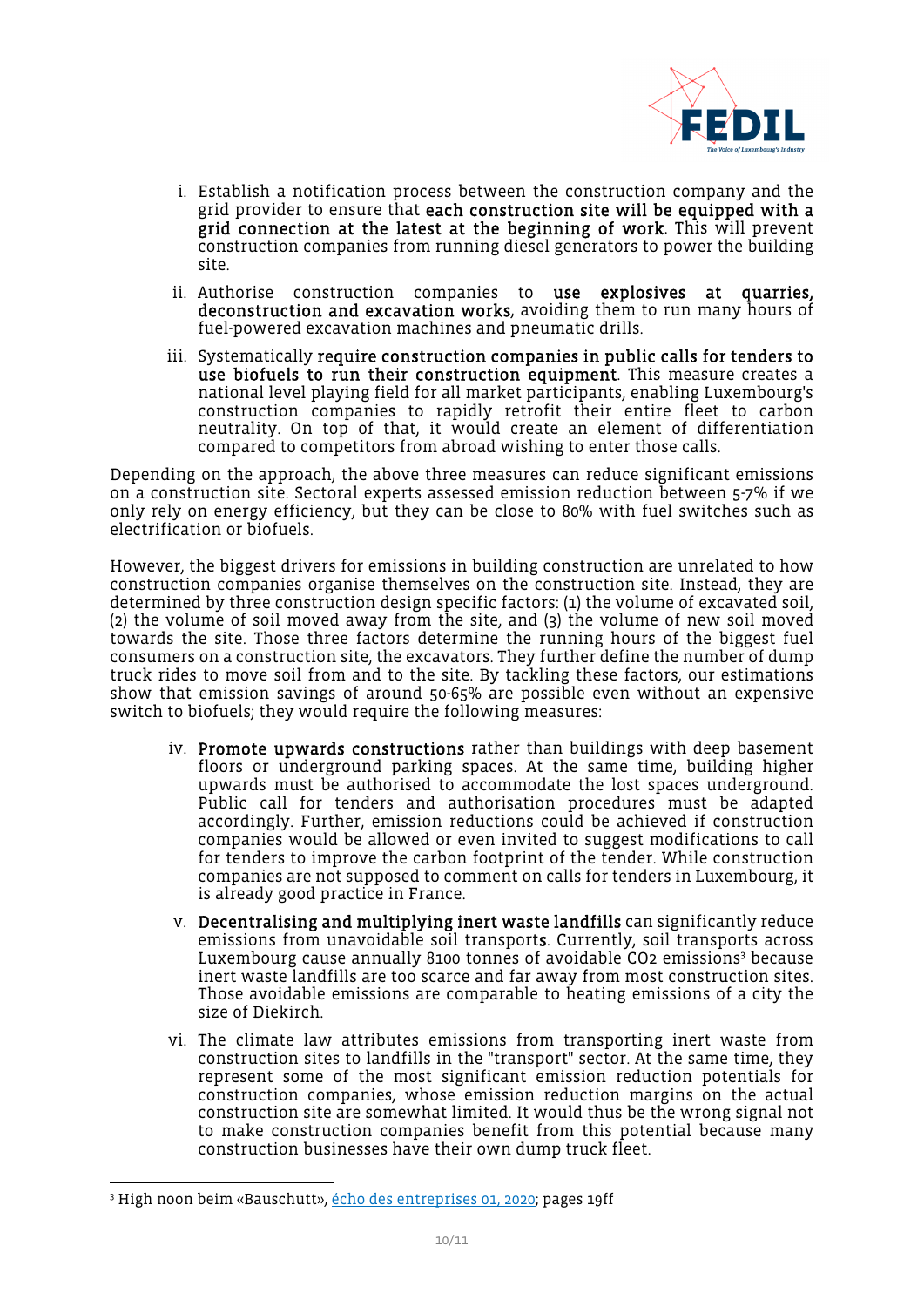i. Establish a notification process between the construction company and the grid provider to ensure that **each construction site will be equipped with a grid connection at the latest at the beginning of work**. This will prevent construction companies from running diesel generators to power the building site.

ii. Authorise construction companies to **use explosives at quarries, deconstruction and excavation works**, avoiding them to run many hours of fuel-powered excavation machines and pneumatic drills.

iii. Systematically **require construction companies in public calls for tenders to use biofuels to run their construction equipment**. This measure creates a national level playing field for all market participants, enabling Luxembourg's construction companies to rapidly retrofit their entire fleet to carbon neutrality. On top of that, it would create an element of differentiation compared to competitors from abroad wishing to enter those calls.

Depending on the approach, the above three measures can reduce significant emissions on a construction site. Sectoral experts assessed emission reduction between 5-7% if we only rely on energy efficiency, but they can be close to 80% with fuel switches such as electrification or biofuels.

However, the biggest drivers for emissions in building construction are unrelated to how construction companies organise themselves on the construction site. Instead, they are determined by three construction design specific factors: (1) the volume of excavated soil, (2) the volume of soil moved away from the site, and (3) the volume of new soil moved towards the site. Those three factors determine the running hours of the biggest fuel consumers on a construction site, the excavators. They further define the number of dump truck rides to move soil from and to the site. By tackling these factors, our estimations show that emission savings of around 50-65% are possible even without an expensive switch to biofuels; they would require the following measures:

iv. **Promote upwards constructions** rather than buildings with deep basement floors or underground parking spaces. At the same time, building higher upwards must be authorised to accommodate the lost spaces underground. Public call for tenders and authorisation procedures must be adapted accordingly. Further, emission reductions could be achieved if construction companies would be allowed or even invited to suggest modifications to call for tenders to improve the carbon footprint of the tender. While construction companies are not supposed to comment on calls for tenders in Luxembourg, it is already good practice in France.

v. **Decentralising and multiplying inert waste landfills** can significantly reduce emissions from unavoidable soil transports. Currently, soil transports across Luxembourg cause annually 8100 tonnes of avoidable $CO_2$ emissions[3] because inert waste landfills are too scarce and far away from most construction sites. Those avoidable emissions are comparable to heating emissions of a city the size of Diekirch.

vi. The climate law attributes emissions from transporting inert waste from construction sites to landfills in the "transport" sector. At the same time, they represent some of the most significant emission reduction potentials for construction companies, whose emission reduction margins on the actual construction site are somewhat limited. It would thus be the wrong signal not to make construction companies benefit from this potential because many construction businesses have their own dump truck fleet.

---

[3] High noon beim «Bauschutt», écho des entreprises 01, 2020; pages 19ff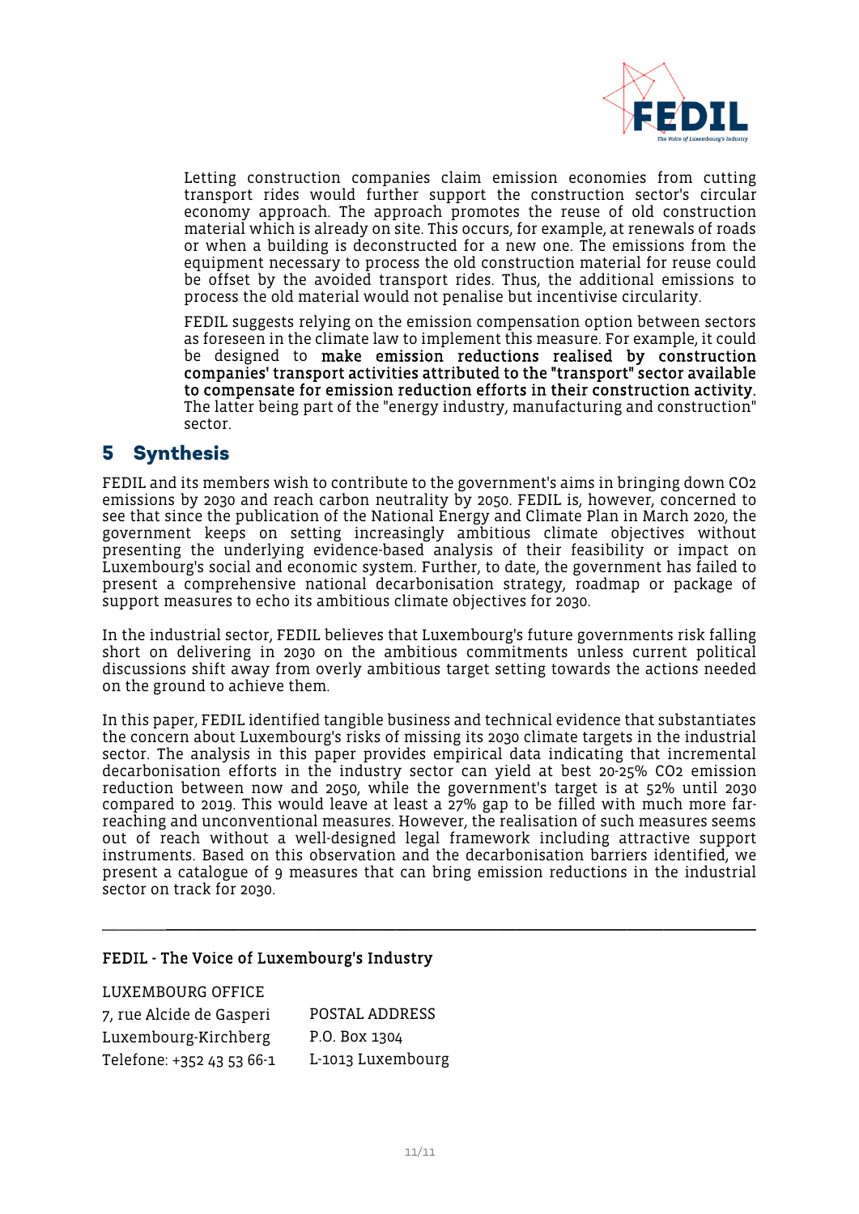Letting construction companies claim emission economies from cutting transport rides would further support the construction sector's circular economy approach. The approach promotes the reuse of old construction material which is already on site. This occurs, for example, at renewals of roads or when a building is deconstructed for a new one. The emissions from the equipment necessary to process the old construction material for reuse could be offset by the avoided transport rides. Thus, the additional emissions to process the old material would not penalise but incentivise circularity.

FEDIL suggests relying on the emission compensation option between sectors as foreseen in the climate law to implement this measure. For example, it could be designed to **make emission reductions realised by construction companies' transport activities attributed to the "transport" sector available to compensate for emission reduction efforts in their construction activity**. The latter being part of the "energy industry, manufacturing and construction" sector.

## 5 Synthesis

FEDIL and its members wish to contribute to the government's aims in bringing down $CO_2$ emissions by 2030 and reach carbon neutrality by 2050. FEDIL is, however, concerned to see that since the publication of the National Energy and Climate Plan in March 2020, the government keeps on setting increasingly ambitious climate objectives without presenting the underlying evidence-based analysis of their feasibility or impact on Luxembourg's social and economic system. Further, to date, the government has failed to present a comprehensive national decarbonisation strategy, roadmap or package of support measures to echo its ambitious climate objectives for 2030.

In the industrial sector, FEDIL believes that Luxembourg's future governments risk falling short on delivering in 2030 on the ambitious commitments unless current political discussions shift away from overly ambitious target setting towards the actions needed on the ground to achieve them.

In this paper, FEDIL identified tangible business and technical evidence that substantiates the concern about Luxembourg's risks of missing its 2030 climate targets in the industrial sector. The analysis in this paper provides empirical data indicating that incremental decarbonisation efforts in the industry sector can yield at best 20-25% $CO_2$ emission reduction between now and 2050, while the government's target is at 52% until 2030 compared to 2019. This would leave at least a 27% gap to be filled with much more far-reaching and unconventional measures. However, the realisation of such measures seems out of reach without a well-designed legal framework including attractive support instruments. Based on this observation and the decarbonisation barriers identified, we present a catalogue of 9 measures that can bring emission reductions in the industrial sector on track for 2030.

---

**FEDIL - The Voice of Luxembourg's Industry**

LUXEMBOURG OFFICE
7, rue Alcide de Gasperi
Luxembourg-Kirchberg
Telefone: +352 43 53 66-1

POSTAL ADDRESS
P.O. Box 1304
L-1013 Luxembourg